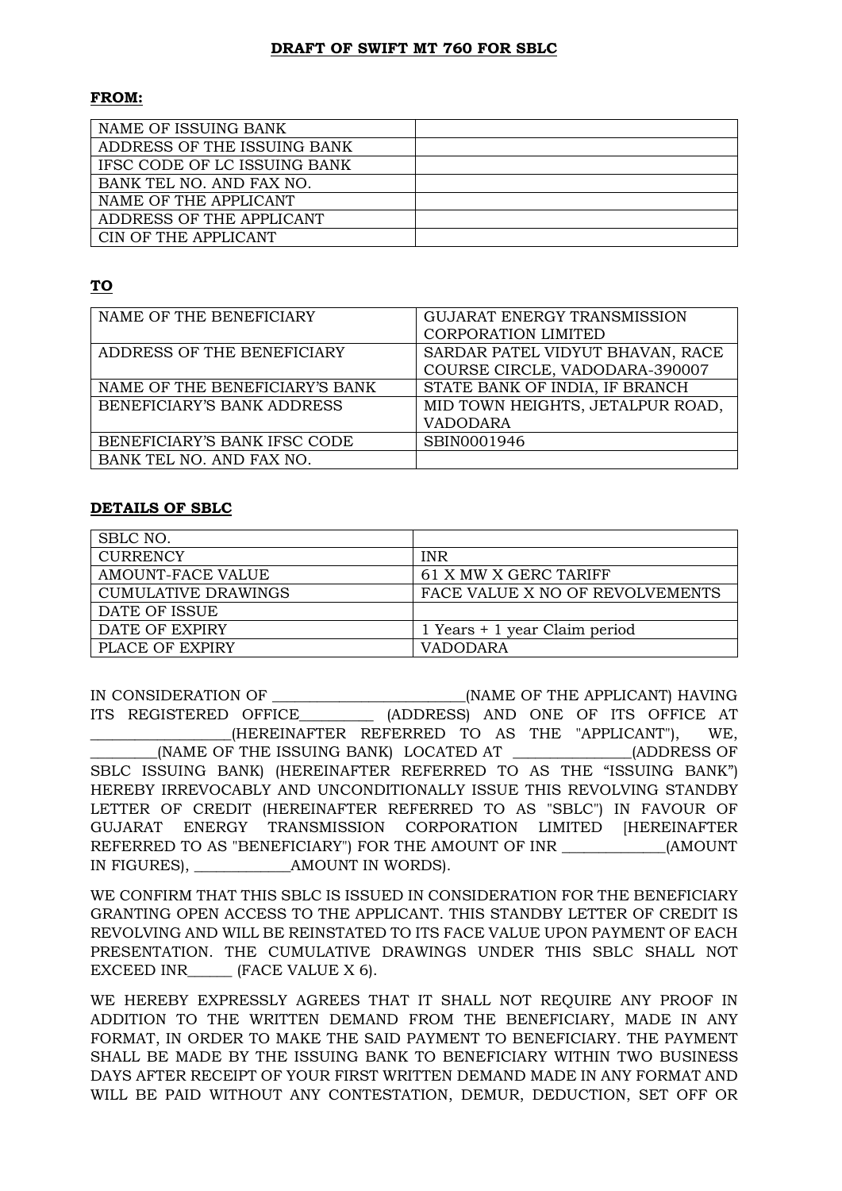# DRAFT OF SWIFT MT 760 FOR SBLC

**FROM:**

| | |
|---|---|
| NAME OF ISSUING BANK | |
| ADDRESS OF THE ISSUING BANK | |
| IFSC CODE OF LC ISSUING BANK | |
| BANK TEL NO. AND FAX NO. | |
| NAME OF THE APPLICANT | |
| ADDRESS OF THE APPLICANT | |
| CIN OF THE APPLICANT | |

**TO**

| | |
|---|---|
| NAME OF THE BENEFICIARY | GUJARAT ENERGY TRANSMISSION CORPORATION LIMITED |
| ADDRESS OF THE BENEFICIARY | SARDAR PATEL VIDYUT BHAVAN, RACE COURSE CIRCLE, VADODARA-390007 |
| NAME OF THE BENEFICIARY'S BANK | STATE BANK OF INDIA, IF BRANCH |
| BENEFICIARY'S BANK ADDRESS | MID TOWN HEIGHTS, JETALPUR ROAD, VADODARA |
| BENEFICIARY'S BANK IFSC CODE | SBIN0001946 |
| BANK TEL NO. AND FAX NO. | |

**DETAILS OF SBLC**

| | |
|---|---|
| SBLC NO. | |
| CURRENCY | INR |
| AMOUNT-FACE VALUE | 61 X MW X GERC TARIFF |
| CUMULATIVE DRAWINGS | FACE VALUE X NO OF REVOLVEMENTS |
| DATE OF ISSUE | |
| DATE OF EXPIRY | 1 Years + 1 year Claim period |
| PLACE OF EXPIRY | VADODARA |

IN CONSIDERATION OF _________________________(NAME OF THE APPLICANT) HAVING ITS REGISTERED OFFICE_________ (ADDRESS) AND ONE OF ITS OFFICE AT __________________(HEREINAFTER REFERRED TO AS THE "APPLICANT"), WE, ________(NAME OF THE ISSUING BANK) LOCATED AT _______________(ADDRESS OF SBLC ISSUING BANK) (HEREINAFTER REFERRED TO AS THE "ISSUING BANK") HEREBY IRREVOCABLY AND UNCONDITIONALLY ISSUE THIS REVOLVING STANDBY LETTER OF CREDIT (HEREINAFTER REFERRED TO AS "SBLC") IN FAVOUR OF GUJARAT ENERGY TRANSMISSION CORPORATION LIMITED [HEREINAFTER REFERRED TO AS "BENEFICIARY") FOR THE AMOUNT OF INR _____________(AMOUNT IN FIGURES), ____________AMOUNT IN WORDS).

WE CONFIRM THAT THIS SBLC IS ISSUED IN CONSIDERATION FOR THE BENEFICIARY GRANTING OPEN ACCESS TO THE APPLICANT. THIS STANDBY LETTER OF CREDIT IS REVOLVING AND WILL BE REINSTATED TO ITS FACE VALUE UPON PAYMENT OF EACH PRESENTATION. THE CUMULATIVE DRAWINGS UNDER THIS SBLC SHALL NOT EXCEED INR______ (FACE VALUE X 6).

WE HEREBY EXPRESSLY AGREES THAT IT SHALL NOT REQUIRE ANY PROOF IN ADDITION TO THE WRITTEN DEMAND FROM THE BENEFICIARY, MADE IN ANY FORMAT, IN ORDER TO MAKE THE SAID PAYMENT TO BENEFICIARY. THE PAYMENT SHALL BE MADE BY THE ISSUING BANK TO BENEFICIARY WITHIN TWO BUSINESS DAYS AFTER RECEIPT OF YOUR FIRST WRITTEN DEMAND MADE IN ANY FORMAT AND WILL BE PAID WITHOUT ANY CONTESTATION, DEMUR, DEDUCTION, SET OFF OR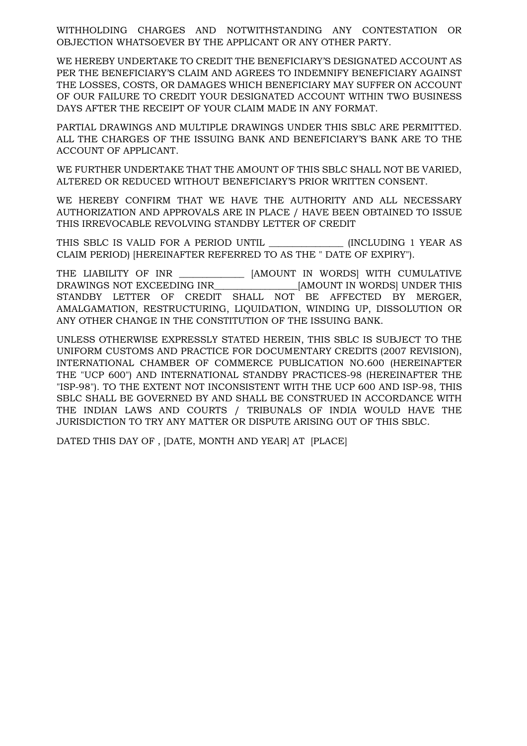WITHHOLDING CHARGES AND NOTWITHSTANDING ANY CONTESTATION OR OBJECTION WHATSOEVER BY THE APPLICANT OR ANY OTHER PARTY.

WE HEREBY UNDERTAKE TO CREDIT THE BENEFICIARY'S DESIGNATED ACCOUNT AS PER THE BENEFICIARY'S CLAIM AND AGREES TO INDEMNIFY BENEFICIARY AGAINST THE LOSSES, COSTS, OR DAMAGES WHICH BENEFICIARY MAY SUFFER ON ACCOUNT OF OUR FAILURE TO CREDIT YOUR DESIGNATED ACCOUNT WITHIN TWO BUSINESS DAYS AFTER THE RECEIPT OF YOUR CLAIM MADE IN ANY FORMAT.

PARTIAL DRAWINGS AND MULTIPLE DRAWINGS UNDER THIS SBLC ARE PERMITTED. ALL THE CHARGES OF THE ISSUING BANK AND BENEFICIARY'S BANK ARE TO THE ACCOUNT OF APPLICANT.

WE FURTHER UNDERTAKE THAT THE AMOUNT OF THIS SBLC SHALL NOT BE VARIED, ALTERED OR REDUCED WITHOUT BENEFICIARY'S PRIOR WRITTEN CONSENT.

WE HEREBY CONFIRM THAT WE HAVE THE AUTHORITY AND ALL NECESSARY AUTHORIZATION AND APPROVALS ARE IN PLACE / HAVE BEEN OBTAINED TO ISSUE THIS IRREVOCABLE REVOLVING STANDBY LETTER OF CREDIT

THIS SBLC IS VALID FOR A PERIOD UNTIL _______________ (INCLUDING 1 YEAR AS CLAIM PERIOD) [HEREINAFTER REFERRED TO AS THE " DATE OF EXPIRY").

THE LIABILITY OF INR _____________ [AMOUNT IN WORDS] WITH CUMULATIVE DRAWINGS NOT EXCEEDING INR_________________[AMOUNT IN WORDS] UNDER THIS STANDBY LETTER OF CREDIT SHALL NOT BE AFFECTED BY MERGER, AMALGAMATION, RESTRUCTURING, LIQUIDATION, WINDING UP, DISSOLUTION OR ANY OTHER CHANGE IN THE CONSTITUTION OF THE ISSUING BANK.

UNLESS OTHERWISE EXPRESSLY STATED HEREIN, THIS SBLC IS SUBJECT TO THE UNIFORM CUSTOMS AND PRACTICE FOR DOCUMENTARY CREDITS (2007 REVISION), INTERNATIONAL CHAMBER OF COMMERCE PUBLICATION NO.600 (HEREINAFTER THE "UCP 600") AND INTERNATIONAL STANDBY PRACTICES-98 (HEREINAFTER THE "ISP-98"). TO THE EXTENT NOT INCONSISTENT WITH THE UCP 600 AND ISP-98, THIS SBLC SHALL BE GOVERNED BY AND SHALL BE CONSTRUED IN ACCORDANCE WITH THE INDIAN LAWS AND COURTS / TRIBUNALS OF INDIA WOULD HAVE THE JURISDICTION TO TRY ANY MATTER OR DISPUTE ARISING OUT OF THIS SBLC.

DATED THIS DAY OF , [DATE, MONTH AND YEAR] AT [PLACE]